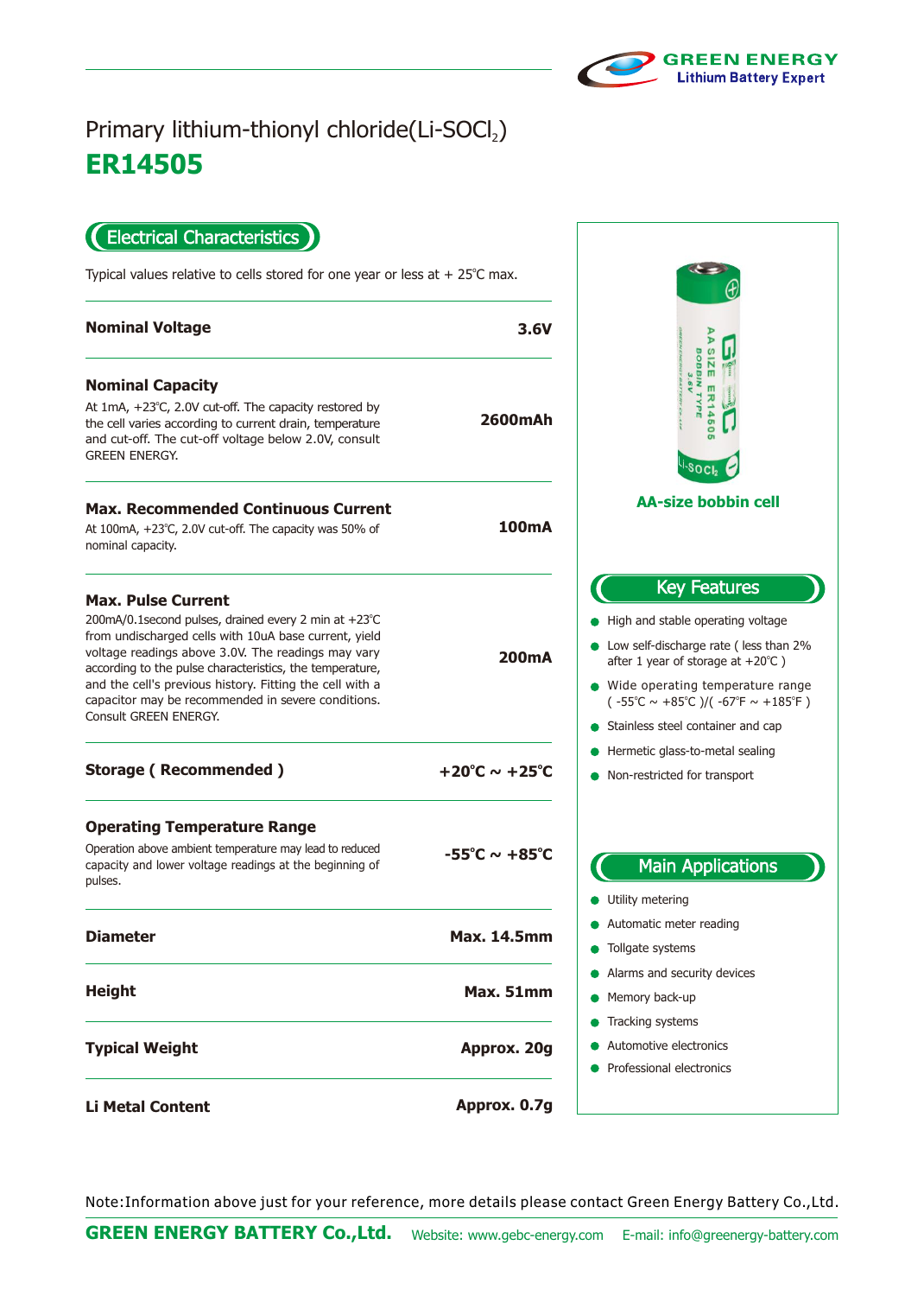GREEN ENERGY
Lithium Battery Expert

# Primary lithium-thionyl chloride(Li-$SOCl_2$)

# ER14505

## Electrical Characteristics

Typical values relative to cells stored for one year or less at + 25℃ max.

| Parameter | Value |
|---|---|
| **Nominal Voltage** | **3.6V** |
| **Nominal Capacity**<br>At 1mA, +23℃, 2.0V cut-off. The capacity restored by the cell varies according to current drain, temperature and cut-off. The cut-off voltage below 2.0V, consult GREEN ENERGY. | **2600mAh** |
| **Max. Recommended Continuous Current**<br>At 100mA, +23℃, 2.0V cut-off. The capacity was 50% of nominal capacity. | **100mA** |
| **Max. Pulse Current**<br>200mA/0.1second pulses, drained every 2 min at +23℃ from undischarged cells with 10uA base current, yield voltage readings above 3.0V. The readings may vary according to the pulse characteristics, the temperature, and the cell's previous history. Fitting the cell with a capacitor may be recommended in severe conditions. Consult GREEN ENERGY. | **200mA** |
| **Storage ( Recommended )** | **+20℃ ~ +25℃** |
| **Operating Temperature Range**<br>Operation above ambient temperature may lead to reduced capacity and lower voltage readings at the beginning of pulses. | **-55℃ ~ +85℃** |
| **Diameter** | **Max. 14.5mm** |
| **Height** | **Max. 51mm** |
| **Typical Weight** | **Approx. 20g** |
| **Li Metal Content** | **Approx. 0.7g** |

**AA-size bobbin cell**

## Key Features

- High and stable operating voltage
- Low self-discharge rate ( less than 2% after 1 year of storage at +20℃ )
- Wide operating temperature range ( -55℃ ~ +85℃ )/( -67℉ ~ +185℉ )
- Stainless steel container and cap
- Hermetic glass-to-metal sealing
- Non-restricted for transport

## Main Applications

- Utility metering
- Automatic meter reading
- Tollgate systems
- Alarms and security devices
- Memory back-up
- Tracking systems
- Automotive electronics
- Professional electronics

Note:Information above just for your reference, more details please contact Green Energy Battery Co.,Ltd.

**GREEN ENERGY BATTERY Co.,Ltd.** Website: www.gebc-energy.com E-mail: info@greenergy-battery.com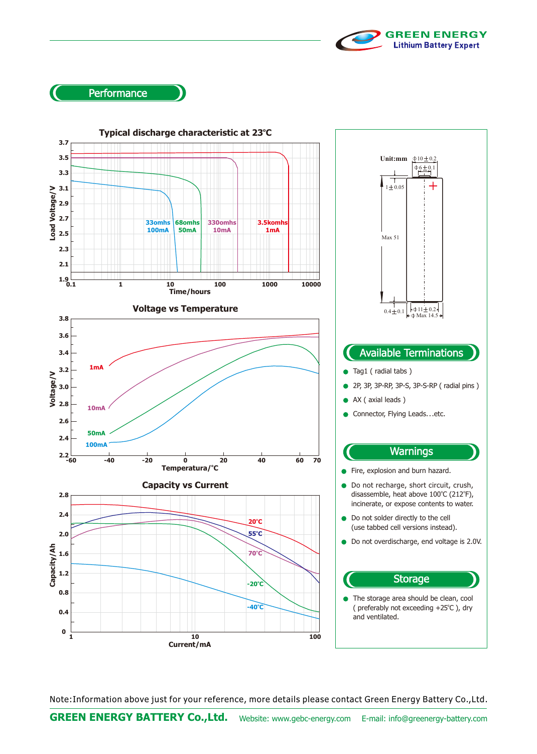## Performance

### Typical discharge characteristic at 23℃

Load Voltage/V

3.7
3.5
3.3
3.1
2.9
2.7
2.5
2.3
2.1
1.9

33omhs 100mA
68omhs 50mA
330omhs 10mA
3.5komhs 1mA

0.1 1 10 100 1000 10000

Time/hours

### Voltage vs Temperature

Voltage/V

3.8
3.6
3.4
3.2
3.0
2.8
2.6
2.4
2.2

1mA
10mA
50mA
100mA

-60 -40 -20 0 20 40 60 70

Temperatura/℃

### Capacity vs Current

Capacity/Ah

2.8
2.4
2.0
1.6
1.2
0.8
0.4
0

20℃
55℃
70℃
-20℃
-40℃

1 10 100

Current/mA

Unit:mm

Φ10±0.2

Φ6±0.1

1±0.05

Max 51

0.4±0.1

Φ11±0.2

Φ Max 14.5

+

## Available Terminations

- Tag1 ( radial tabs )
- 2P, 3P, 3P-RP, 3P-S, 3P-S-RP ( radial pins )
- AX ( axial leads )
- Connector, Flying Leads…etc.

## Warnings

- Fire, explosion and burn hazard.
- Do not recharge, short circuit, crush, disassemble, heat above 100℃ (212℉), incinerate, or expose contents to water.
- Do not solder directly to the cell (use tabbed cell versions instead).
- Do not overdischarge, end voltage is 2.0V.

## Storage

- The storage area should be clean, cool ( preferably not exceeding +25℃ ), dry and ventilated.

Note:Information above just for your reference, more details please contact Green Energy Battery Co.,Ltd.

**GREEN ENERGY BATTERY Co.,Ltd.** Website: www.gebc-energy.com E-mail: info@greenergy-battery.com